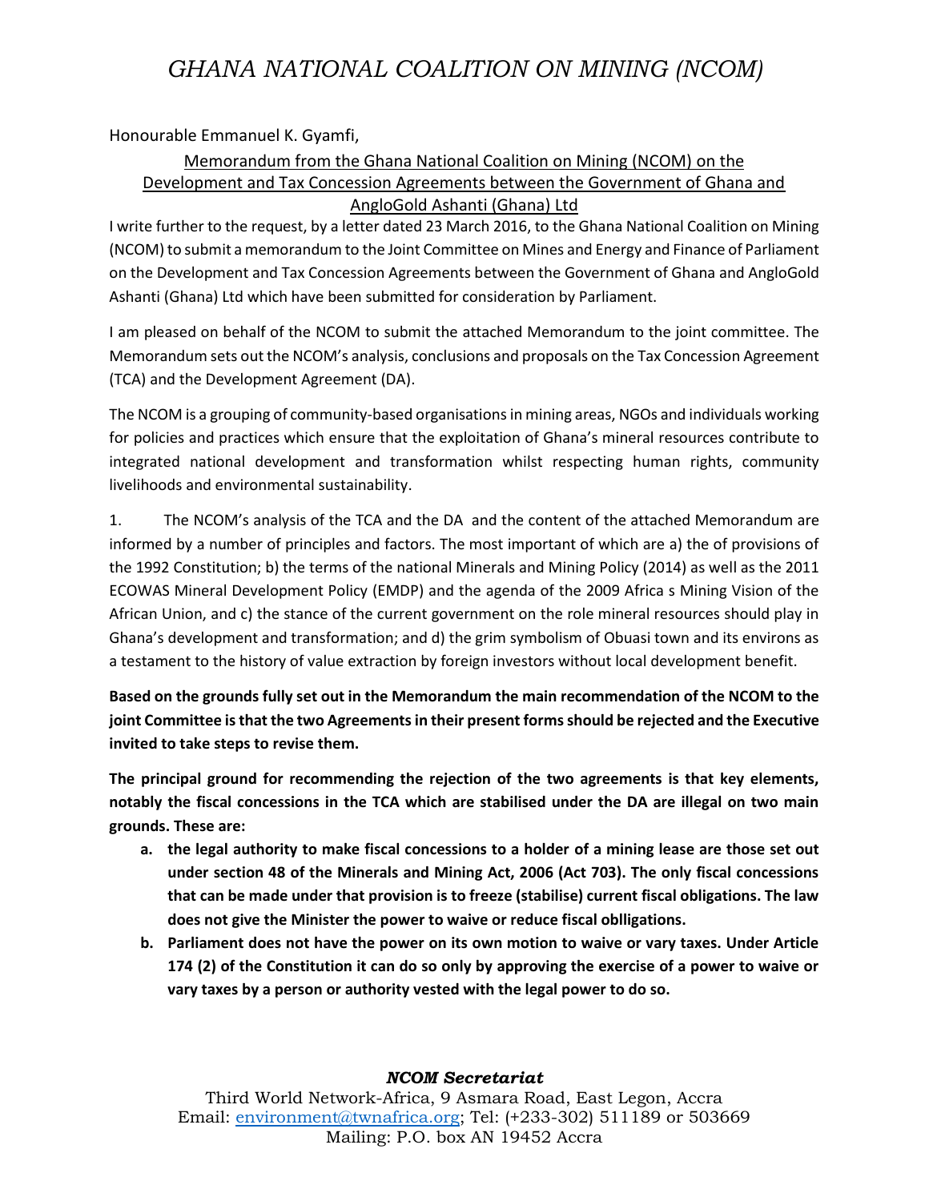# GHANA NATIONAL COALITION ON MINING (NCOM)

Honourable Emmanuel K. Gyamfi,

Memorandum from the Ghana National Coalition on Mining (NCOM) on the Development and Tax Concession Agreements between the Government of Ghana and AngloGold Ashanti (Ghana) Ltd

I write further to the request, by a letter dated 23 March 2016, to the Ghana National Coalition on Mining (NCOM) to submit a memorandum to the Joint Committee on Mines and Energy and Finance of Parliament on the Development and Tax Concession Agreements between the Government of Ghana and AngloGold Ashanti (Ghana) Ltd which have been submitted for consideration by Parliament.

I am pleased on behalf of the NCOM to submit the attached Memorandum to the joint committee. The Memorandum sets out the NCOM's analysis, conclusions and proposals on the Tax Concession Agreement (TCA) and the Development Agreement (DA).

The NCOM is a grouping of community-based organisations in mining areas, NGOs and individuals working for policies and practices which ensure that the exploitation of Ghana's mineral resources contribute to integrated national development and transformation whilst respecting human rights, community livelihoods and environmental sustainability.

1. The NCOM's analysis of the TCA and the DA and the content of the attached Memorandum are informed by a number of principles and factors. The most important of which are a) the of provisions of the 1992 Constitution; b) the terms of the national Minerals and Mining Policy (2014) as well as the 2011 ECOWAS Mineral Development Policy (EMDP) and the agenda of the 2009 Africa s Mining Vision of the African Union, and c) the stance of the current government on the role mineral resources should play in Ghana's development and transformation; and d) the grim symbolism of Obuasi town and its environs as a testament to the history of value extraction by foreign investors without local development benefit.

**Based on the grounds fully set out in the Memorandum the main recommendation of the NCOM to the joint Committee is that the two Agreements in their present forms should be rejected and the Executive invited to take steps to revise them.**

**The principal ground for recommending the rejection of the two agreements is that key elements, notably the fiscal concessions in the TCA which are stabilised under the DA are illegal on two main grounds. These are:**

a. **the legal authority to make fiscal concessions to a holder of a mining lease are those set out under section 48 of the Minerals and Mining Act, 2006 (Act 703). The only fiscal concessions that can be made under that provision is to freeze (stabilise) current fiscal obligations. The law does not give the Minister the power to waive or reduce fiscal oblligations.**
b. **Parliament does not have the power on its own motion to waive or vary taxes. Under Article 174 (2) of the Constitution it can do so only by approving the exercise of a power to waive or vary taxes by a person or authority vested with the legal power to do so.**

***NCOM Secretariat***
Third World Network-Africa, 9 Asmara Road, East Legon, Accra
Email: environment@twnafrica.org; Tel: (+233-302) 511189 or 503669
Mailing: P.O. box AN 19452 Accra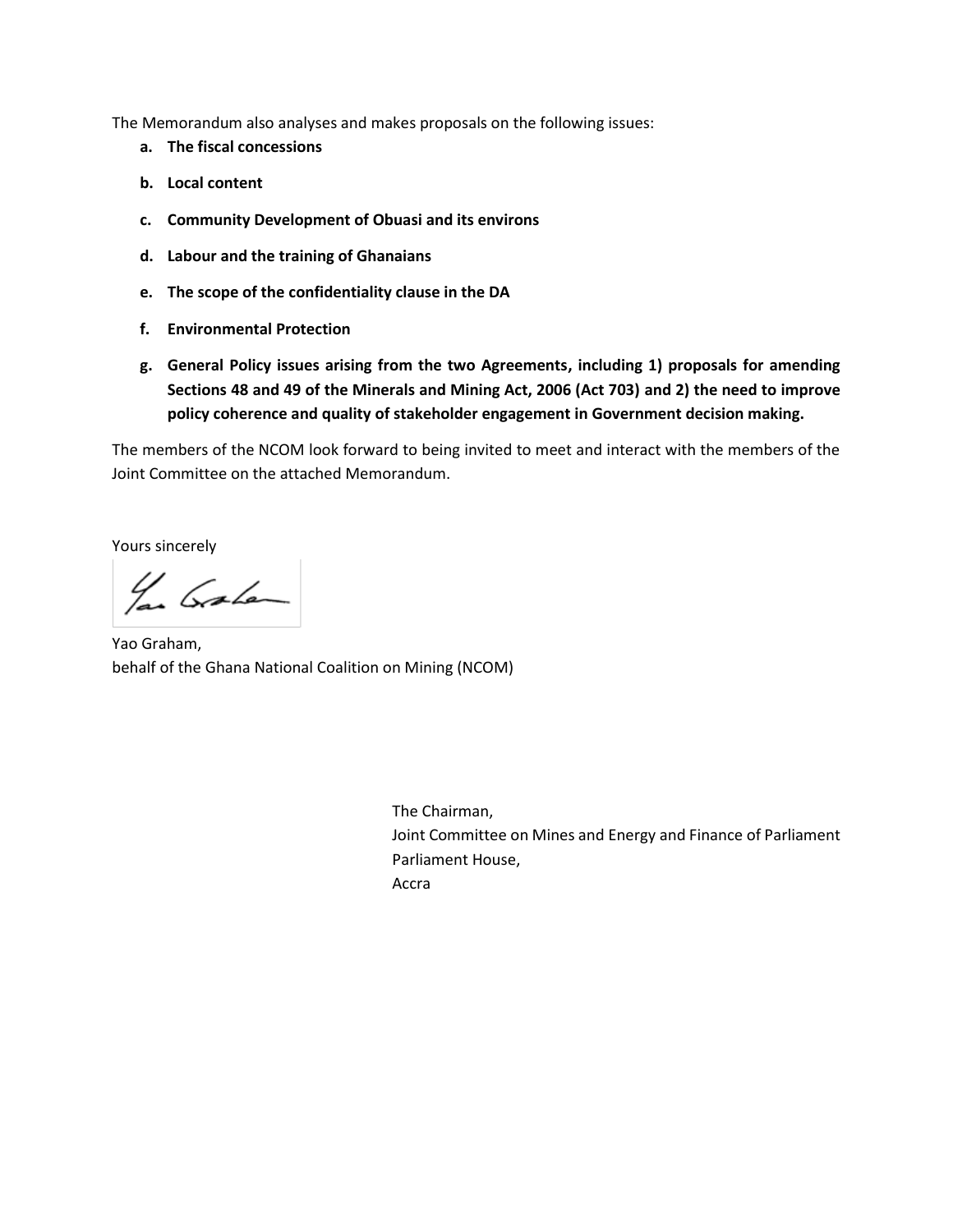The Memorandum also analyses and makes proposals on the following issues:

- **a. The fiscal concessions**
- **b. Local content**
- **c. Community Development of Obuasi and its environs**
- **d. Labour and the training of Ghanaians**
- **e. The scope of the confidentiality clause in the DA**
- **f. Environmental Protection**
- **g. General Policy issues arising from the two Agreements, including 1) proposals for amending Sections 48 and 49 of the Minerals and Mining Act, 2006 (Act 703) and 2) the need to improve policy coherence and quality of stakeholder engagement in Government decision making.**

The members of the NCOM look forward to being invited to meet and interact with the members of the Joint Committee on the attached Memorandum.

Yours sincerely

Yao Graham,
behalf of the Ghana National Coalition on Mining (NCOM)

The Chairman,
Joint Committee on Mines and Energy and Finance of Parliament
Parliament House,
Accra